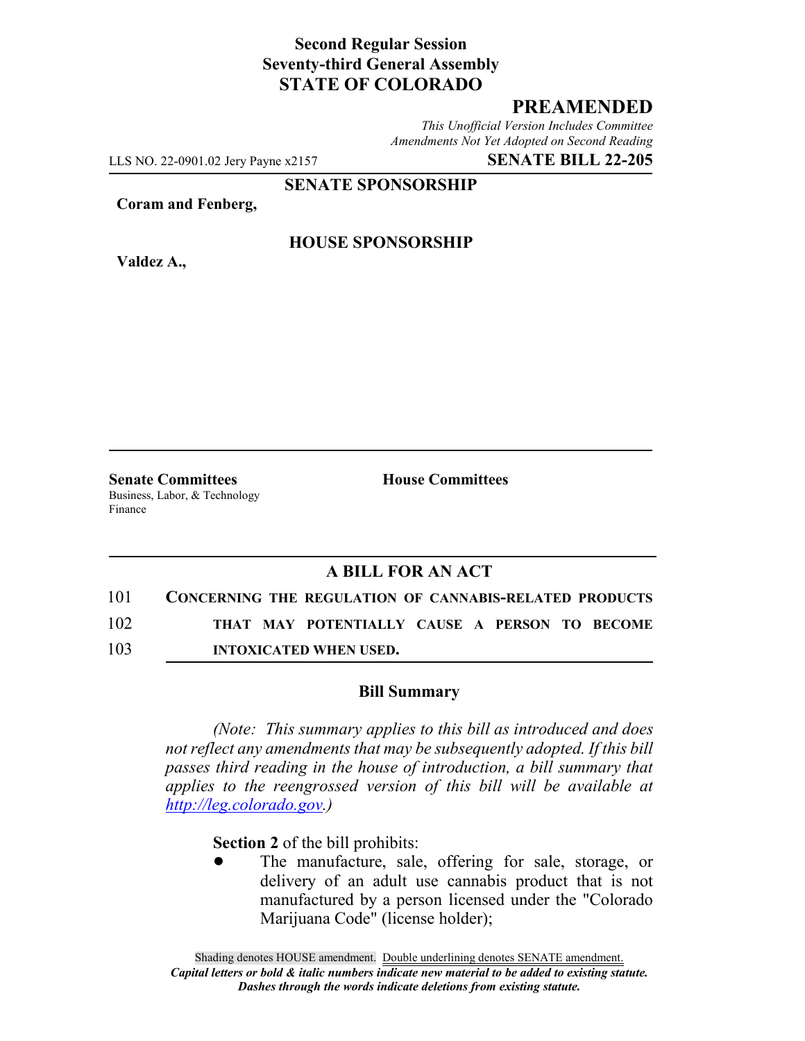**Second Regular Session**
**Seventy-third General Assembly**
**STATE OF COLORADO**

# PREAMENDED

*This Unofficial Version Includes Committee Amendments Not Yet Adopted on Second Reading*

LLS NO. 22-0901.02 Jery Payne x2157 **SENATE BILL 22-205**

**SENATE SPONSORSHIP**

**Coram and Fenberg,**

**HOUSE SPONSORSHIP**

**Valdez A.,**

**Senate Committees**
Business, Labor, & Technology
Finance

**House Committees**

## A BILL FOR AN ACT

101 **CONCERNING THE REGULATION OF CANNABIS-RELATED PRODUCTS**
102 **THAT MAY POTENTIALLY CAUSE A PERSON TO BECOME**
103 **INTOXICATED WHEN USED.**

### Bill Summary

*(Note: This summary applies to this bill as introduced and does not reflect any amendments that may be subsequently adopted. If this bill passes third reading in the house of introduction, a bill summary that applies to the reengrossed version of this bill will be available at http://leg.colorado.gov.)*

**Section 2** of the bill prohibits:

- The manufacture, sale, offering for sale, storage, or delivery of an adult use cannabis product that is not manufactured by a person licensed under the "Colorado Marijuana Code" (license holder);

Shading denotes HOUSE amendment. Double underlining denotes SENATE amendment.
*Capital letters or bold & italic numbers indicate new material to be added to existing statute.*
*Dashes through the words indicate deletions from existing statute.*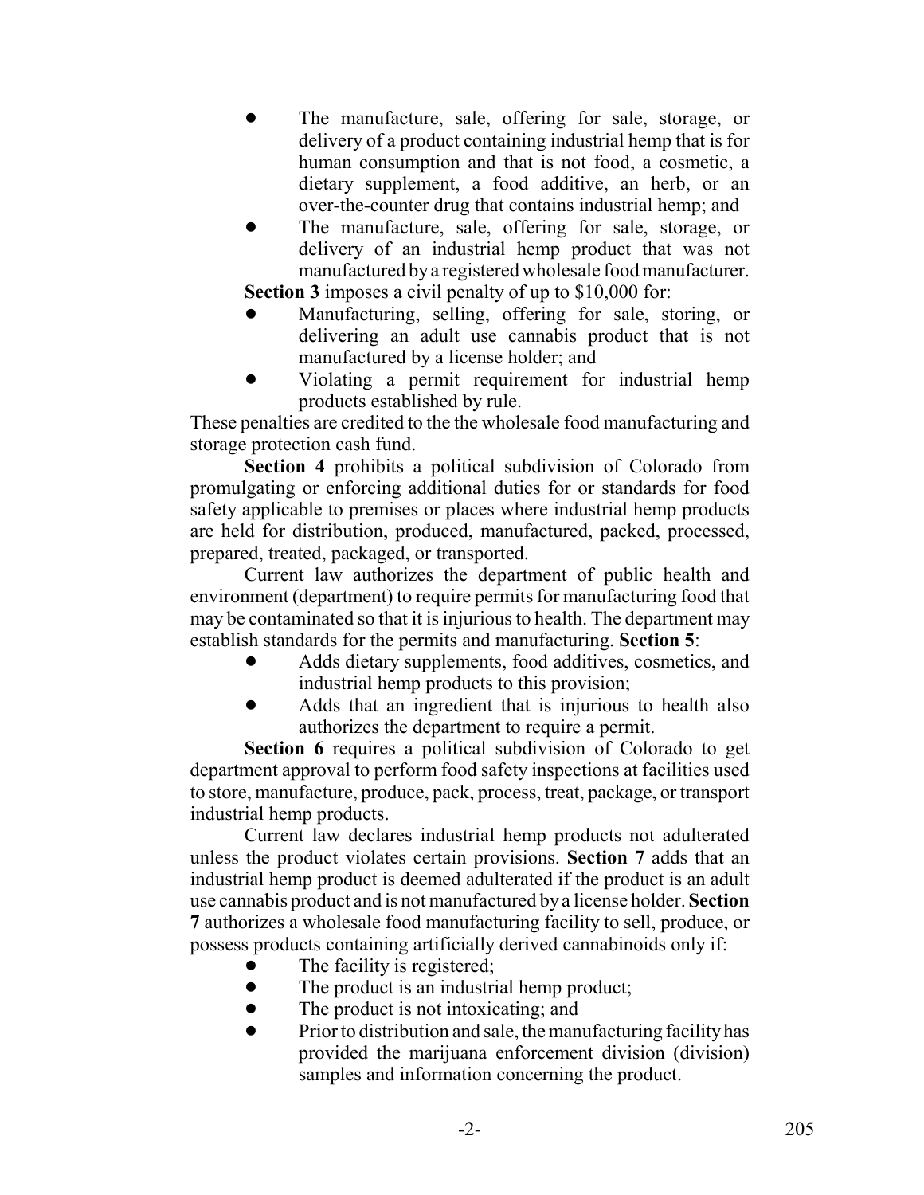- The manufacture, sale, offering for sale, storage, or delivery of a product containing industrial hemp that is for human consumption and that is not food, a cosmetic, a dietary supplement, a food additive, an herb, or an over-the-counter drug that contains industrial hemp; and
- The manufacture, sale, offering for sale, storage, or delivery of an industrial hemp product that was not manufactured by a registered wholesale food manufacturer.

**Section 3** imposes a civil penalty of up to $10,000 for:

- Manufacturing, selling, offering for sale, storing, or delivering an adult use cannabis product that is not manufactured by a license holder; and
- Violating a permit requirement for industrial hemp products established by rule.

These penalties are credited to the the wholesale food manufacturing and storage protection cash fund.

**Section 4** prohibits a political subdivision of Colorado from promulgating or enforcing additional duties for or standards for food safety applicable to premises or places where industrial hemp products are held for distribution, produced, manufactured, packed, processed, prepared, treated, packaged, or transported.

Current law authorizes the department of public health and environment (department) to require permits for manufacturing food that may be contaminated so that it is injurious to health. The department may establish standards for the permits and manufacturing. **Section 5**:

- Adds dietary supplements, food additives, cosmetics, and industrial hemp products to this provision;
- Adds that an ingredient that is injurious to health also authorizes the department to require a permit.

**Section 6** requires a political subdivision of Colorado to get department approval to perform food safety inspections at facilities used to store, manufacture, produce, pack, process, treat, package, or transport industrial hemp products.

Current law declares industrial hemp products not adulterated unless the product violates certain provisions. **Section 7** adds that an industrial hemp product is deemed adulterated if the product is an adult use cannabis product and is not manufactured by a license holder. **Section 7** authorizes a wholesale food manufacturing facility to sell, produce, or possess products containing artificially derived cannabinoids only if:

- The facility is registered;
- The product is an industrial hemp product;
- The product is not intoxicating; and
- Prior to distribution and sale, the manufacturing facility has provided the marijuana enforcement division (division) samples and information concerning the product.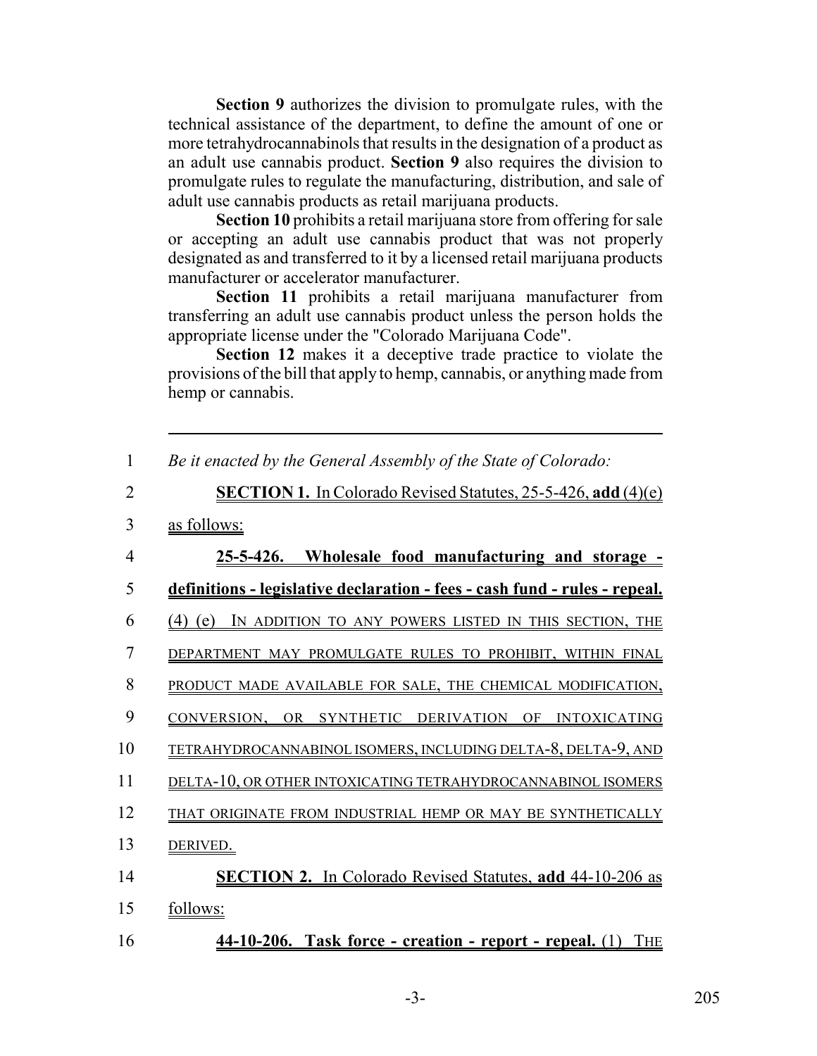**Section 9** authorizes the division to promulgate rules, with the technical assistance of the department, to define the amount of one or more tetrahydrocannabinols that results in the designation of a product as an adult use cannabis product. **Section 9** also requires the division to promulgate rules to regulate the manufacturing, distribution, and sale of adult use cannabis products as retail marijuana products.

**Section 10** prohibits a retail marijuana store from offering for sale or accepting an adult use cannabis product that was not properly designated as and transferred to it by a licensed retail marijuana products manufacturer or accelerator manufacturer.

**Section 11** prohibits a retail marijuana manufacturer from transferring an adult use cannabis product unless the person holds the appropriate license under the "Colorado Marijuana Code".

**Section 12** makes it a deceptive trade practice to violate the provisions of the bill that apply to hemp, cannabis, or anything made from hemp or cannabis.

---

1 *Be it enacted by the General Assembly of the State of Colorado:*

2 **SECTION 1.** In Colorado Revised Statutes, 25-5-426, **add** (4)(e)
3 as follows:

4 **25-5-426. Wholesale food manufacturing and storage -**
5 **definitions - legislative declaration - fees - cash fund - rules - repeal.**
6 (4) (e) IN ADDITION TO ANY POWERS LISTED IN THIS SECTION, THE
7 DEPARTMENT MAY PROMULGATE RULES TO PROHIBIT, WITHIN FINAL
8 PRODUCT MADE AVAILABLE FOR SALE, THE CHEMICAL MODIFICATION,
9 CONVERSION, OR SYNTHETIC DERIVATION OF INTOXICATING
10 TETRAHYDROCANNABINOL ISOMERS, INCLUDING DELTA-8, DELTA-9, AND
11 DELTA-10, OR OTHER INTOXICATING TETRAHYDROCANNABINOL ISOMERS
12 THAT ORIGINATE FROM INDUSTRIAL HEMP OR MAY BE SYNTHETICALLY
13 DERIVED.

14 **SECTION 2.** In Colorado Revised Statutes, **add** 44-10-206 as
15 follows:

16 **44-10-206. Task force - creation - report - repeal.** (1) THE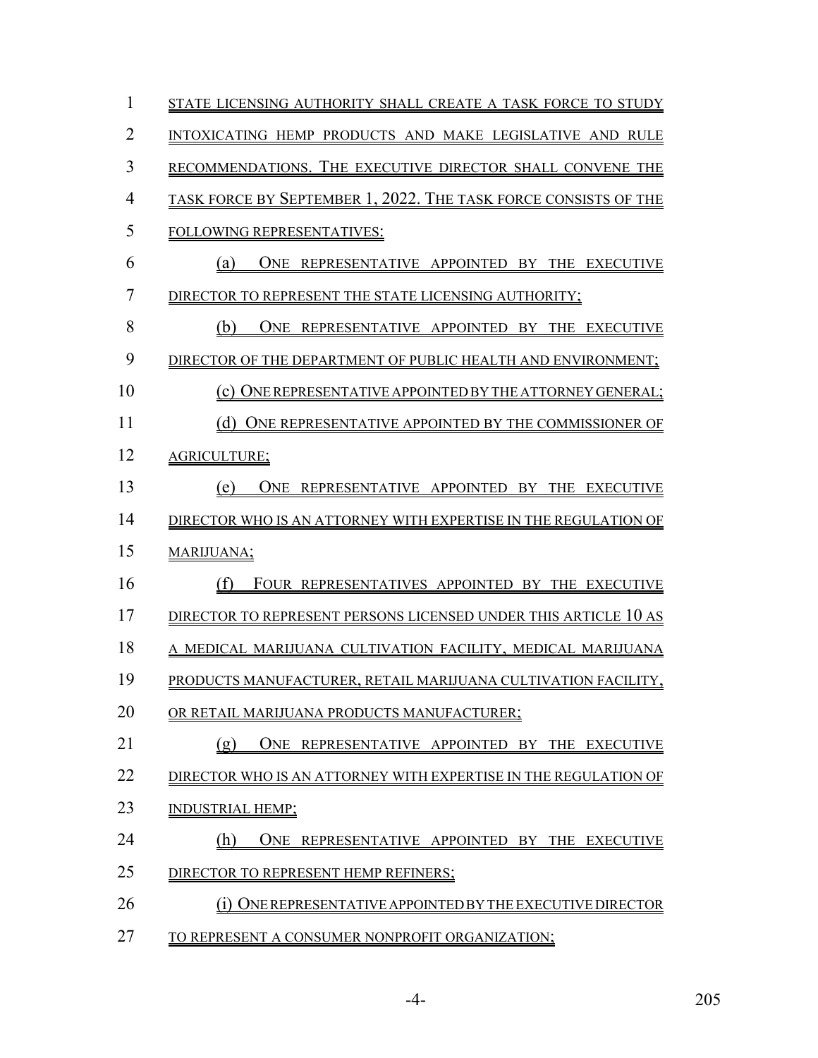STATE LICENSING AUTHORITY SHALL CREATE A TASK FORCE TO STUDY INTOXICATING HEMP PRODUCTS AND MAKE LEGISLATIVE AND RULE RECOMMENDATIONS. THE EXECUTIVE DIRECTOR SHALL CONVENE THE TASK FORCE BY SEPTEMBER 1, 2022. THE TASK FORCE CONSISTS OF THE FOLLOWING REPRESENTATIVES:

(a) ONE REPRESENTATIVE APPOINTED BY THE EXECUTIVE DIRECTOR TO REPRESENT THE STATE LICENSING AUTHORITY;

(b) ONE REPRESENTATIVE APPOINTED BY THE EXECUTIVE DIRECTOR OF THE DEPARTMENT OF PUBLIC HEALTH AND ENVIRONMENT;

(c) ONE REPRESENTATIVE APPOINTED BY THE ATTORNEY GENERAL;

(d) ONE REPRESENTATIVE APPOINTED BY THE COMMISSIONER OF AGRICULTURE;

(e) ONE REPRESENTATIVE APPOINTED BY THE EXECUTIVE DIRECTOR WHO IS AN ATTORNEY WITH EXPERTISE IN THE REGULATION OF MARIJUANA;

(f) FOUR REPRESENTATIVES APPOINTED BY THE EXECUTIVE DIRECTOR TO REPRESENT PERSONS LICENSED UNDER THIS ARTICLE 10 AS A MEDICAL MARIJUANA CULTIVATION FACILITY, MEDICAL MARIJUANA PRODUCTS MANUFACTURER, RETAIL MARIJUANA CULTIVATION FACILITY, OR RETAIL MARIJUANA PRODUCTS MANUFACTURER;

(g) ONE REPRESENTATIVE APPOINTED BY THE EXECUTIVE DIRECTOR WHO IS AN ATTORNEY WITH EXPERTISE IN THE REGULATION OF INDUSTRIAL HEMP;

(h) ONE REPRESENTATIVE APPOINTED BY THE EXECUTIVE DIRECTOR TO REPRESENT HEMP REFINERS;

(i) ONE REPRESENTATIVE APPOINTED BY THE EXECUTIVE DIRECTOR TO REPRESENT A CONSUMER NONPROFIT ORGANIZATION;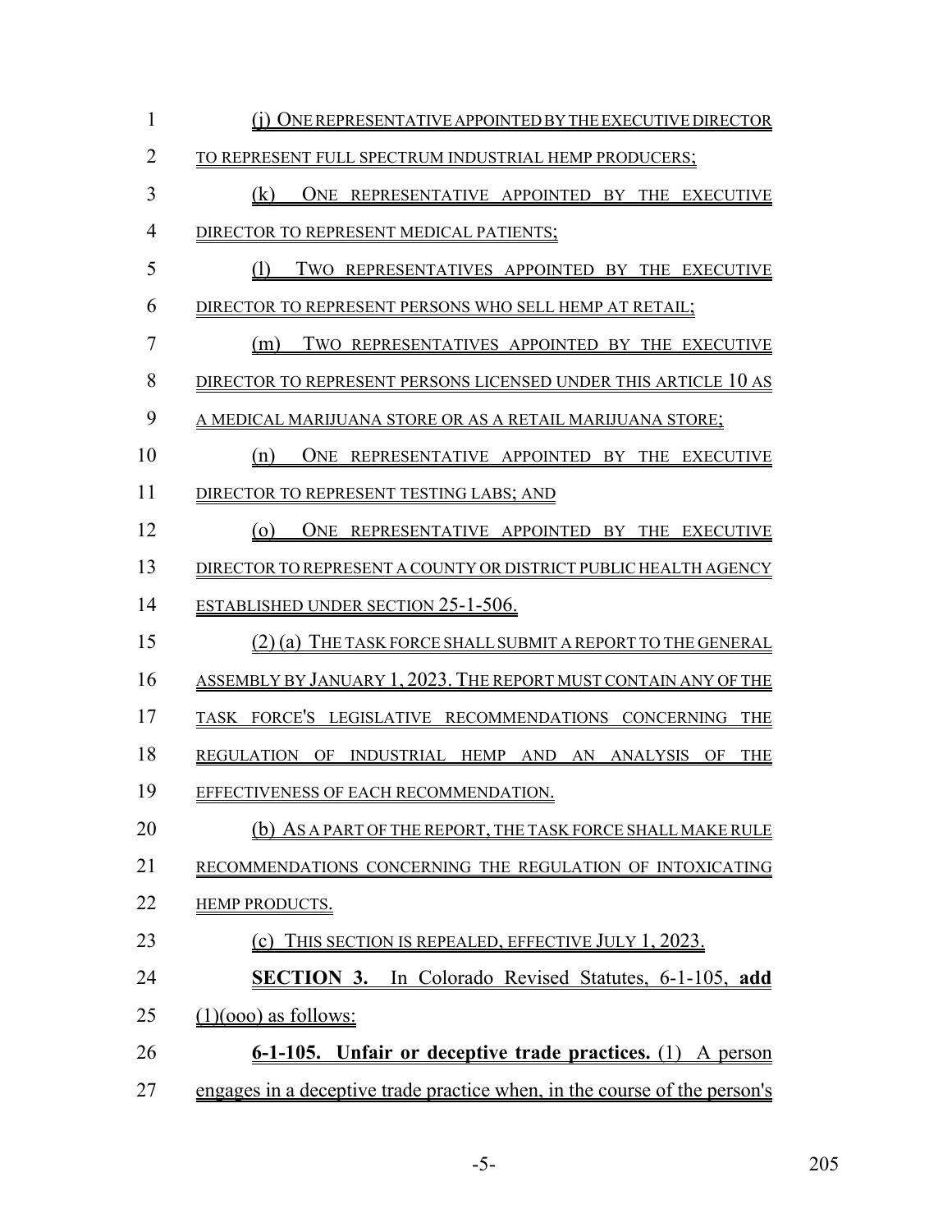(j) ONE REPRESENTATIVE APPOINTED BY THE EXECUTIVE DIRECTOR TO REPRESENT FULL SPECTRUM INDUSTRIAL HEMP PRODUCERS;

(k) ONE REPRESENTATIVE APPOINTED BY THE EXECUTIVE DIRECTOR TO REPRESENT MEDICAL PATIENTS;

(l) TWO REPRESENTATIVES APPOINTED BY THE EXECUTIVE DIRECTOR TO REPRESENT PERSONS WHO SELL HEMP AT RETAIL;

(m) TWO REPRESENTATIVES APPOINTED BY THE EXECUTIVE DIRECTOR TO REPRESENT PERSONS LICENSED UNDER THIS ARTICLE 10 AS A MEDICAL MARIJUANA STORE OR AS A RETAIL MARIJUANA STORE;

(n) ONE REPRESENTATIVE APPOINTED BY THE EXECUTIVE DIRECTOR TO REPRESENT TESTING LABS; AND

(o) ONE REPRESENTATIVE APPOINTED BY THE EXECUTIVE DIRECTOR TO REPRESENT A COUNTY OR DISTRICT PUBLIC HEALTH AGENCY ESTABLISHED UNDER SECTION 25-1-506.

(2) (a) THE TASK FORCE SHALL SUBMIT A REPORT TO THE GENERAL ASSEMBLY BY JANUARY 1, 2023. THE REPORT MUST CONTAIN ANY OF THE TASK FORCE'S LEGISLATIVE RECOMMENDATIONS CONCERNING THE REGULATION OF INDUSTRIAL HEMP AND AN ANALYSIS OF THE EFFECTIVENESS OF EACH RECOMMENDATION.

(b) AS A PART OF THE REPORT, THE TASK FORCE SHALL MAKE RULE RECOMMENDATIONS CONCERNING THE REGULATION OF INTOXICATING HEMP PRODUCTS.

(c) THIS SECTION IS REPEALED, EFFECTIVE JULY 1, 2023.

**SECTION 3.** In Colorado Revised Statutes, 6-1-105, **add** (1)(ooo) as follows:

**6-1-105. Unfair or deceptive trade practices.** (1) A person engages in a deceptive trade practice when, in the course of the person's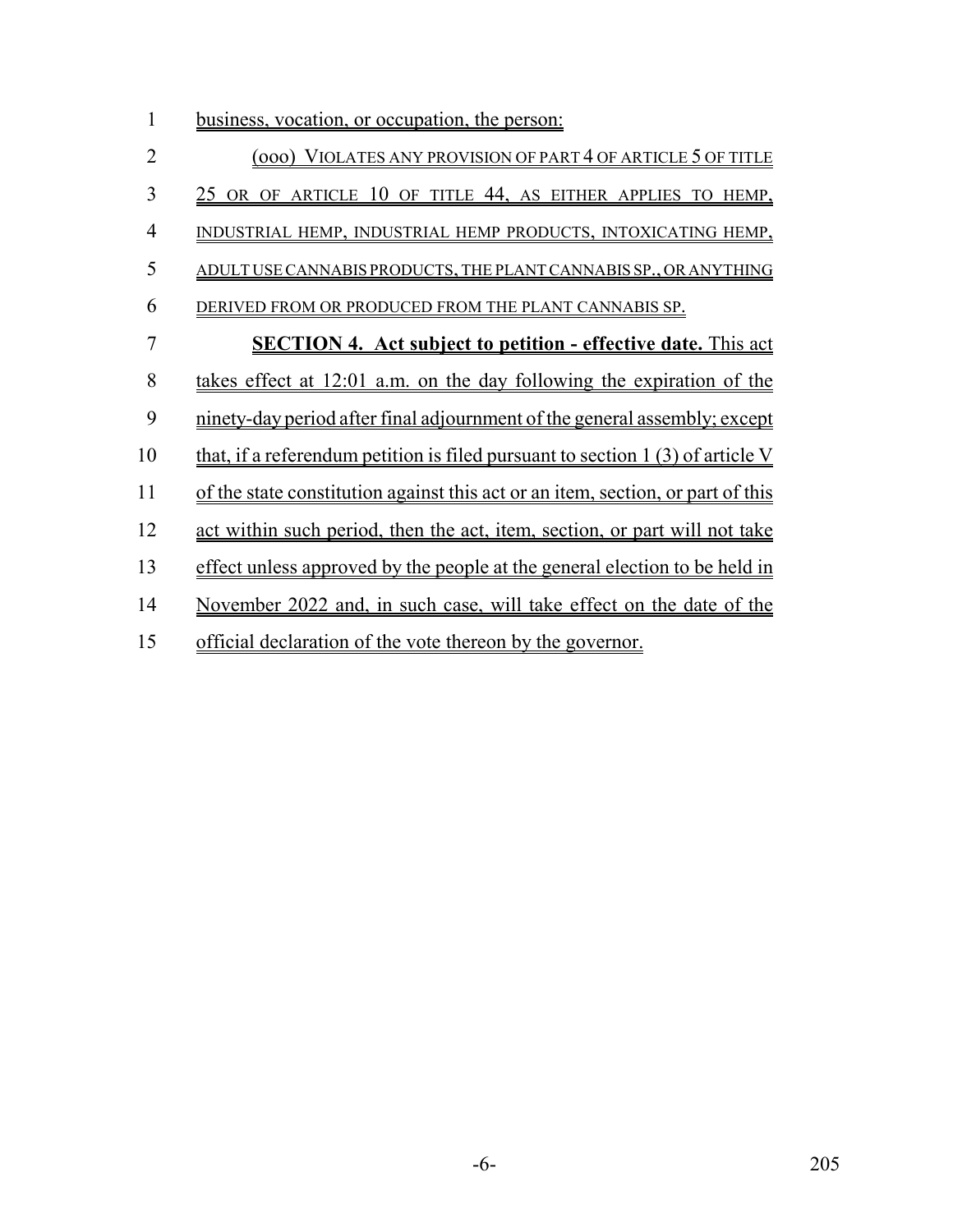business, vocation, or occupation, the person:

(ooo) VIOLATES ANY PROVISION OF PART 4 OF ARTICLE 5 OF TITLE 25 OR OF ARTICLE 10 OF TITLE 44, AS EITHER APPLIES TO HEMP, INDUSTRIAL HEMP, INDUSTRIAL HEMP PRODUCTS, INTOXICATING HEMP, ADULT USE CANNABIS PRODUCTS, THE PLANT CANNABIS SP., OR ANYTHING DERIVED FROM OR PRODUCED FROM THE PLANT CANNABIS SP.

**SECTION 4. Act subject to petition - effective date.** This act takes effect at 12:01 a.m. on the day following the expiration of the ninety-day period after final adjournment of the general assembly; except that, if a referendum petition is filed pursuant to section 1 (3) of article V of the state constitution against this act or an item, section, or part of this act within such period, then the act, item, section, or part will not take effect unless approved by the people at the general election to be held in November 2022 and, in such case, will take effect on the date of the official declaration of the vote thereon by the governor.